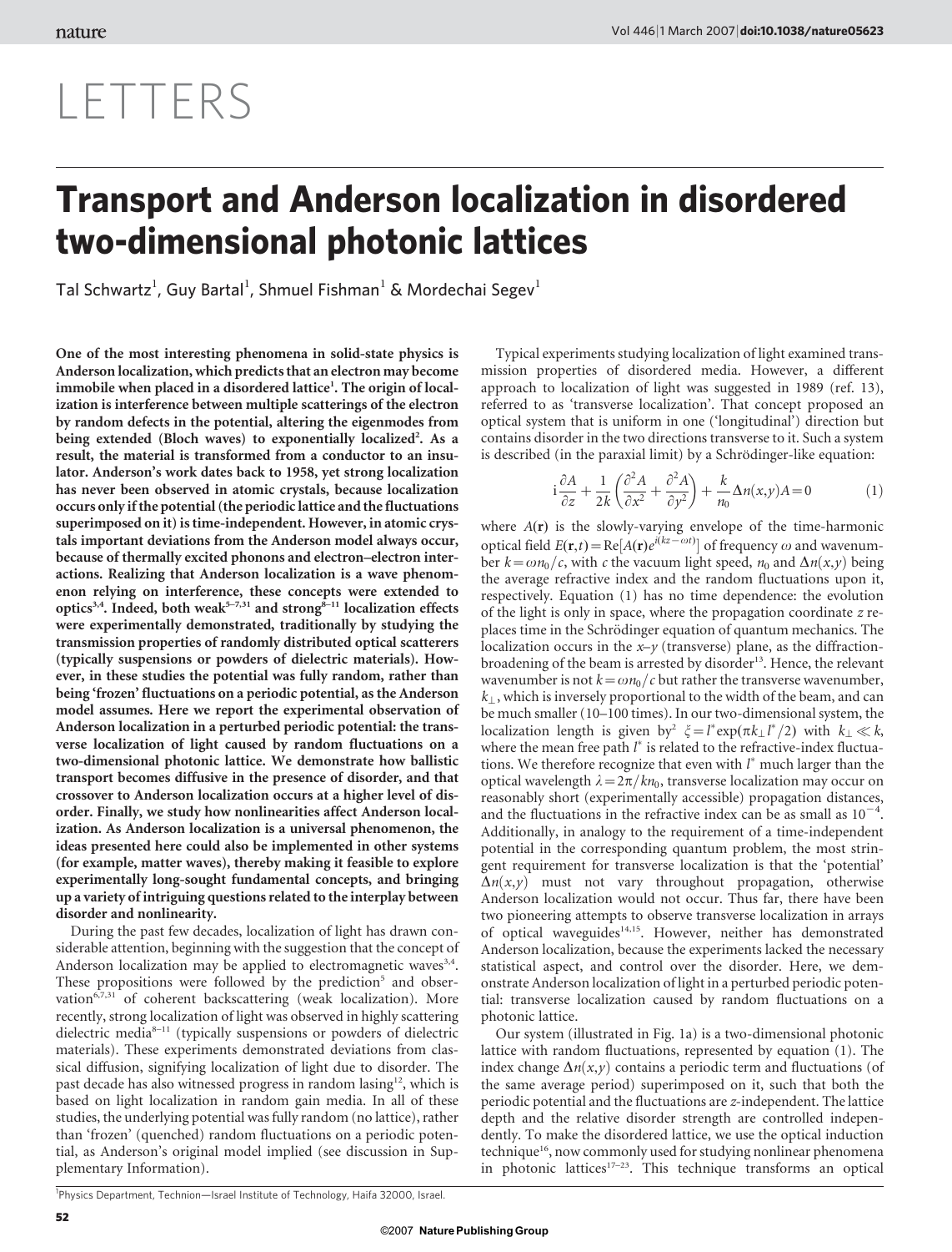# LETTERS

# Transport and Anderson localization in disordered two-dimensional photonic lattices

Tal Schwartz[1], Guy Bartal[1], Shmuel Fishman[1] & Mordechai Segev[1]

**One of the most interesting phenomena in solid-state physics is Anderson localization, which predicts that an electron may become immobile when placed in a disordered lattice[1]. The origin of localization is interference between multiple scatterings of the electron by random defects in the potential, altering the eigenmodes from being extended (Bloch waves) to exponentially localized[2]. As a result, the material is transformed from a conductor to an insulator. Anderson's work dates back to 1958, yet strong localization has never been observed in atomic crystals, because localization occurs only if the potential (the periodic lattice and the fluctuations superimposed on it) is time-independent. However, in atomic crystals important deviations from the Anderson model always occur, because of thermally excited phonons and electron–electron interactions. Realizing that Anderson localization is a wave phenomenon relying on interference, these concepts were extended to optics[3,4]. Indeed, both weak[5–7,31] and strong[8–11] localization effects were experimentally demonstrated, traditionally by studying the transmission properties of randomly distributed optical scatterers (typically suspensions or powders of dielectric materials). However, in these studies the potential was fully random, rather than being 'frozen' fluctuations on a periodic potential, as the Anderson model assumes. Here we report the experimental observation of Anderson localization in a perturbed periodic potential: the transverse localization of light caused by random fluctuations on a two-dimensional photonic lattice. We demonstrate how ballistic transport becomes diffusive in the presence of disorder, and that crossover to Anderson localization occurs at a higher level of disorder. Finally, we study how nonlinearities affect Anderson localization. As Anderson localization is a universal phenomenon, the ideas presented here could also be implemented in other systems (for example, matter waves), thereby making it feasible to explore experimentally long-sought fundamental concepts, and bringing up a variety of intriguing questions related to the interplay between disorder and nonlinearity.**

During the past few decades, localization of light has drawn considerable attention, beginning with the suggestion that the concept of Anderson localization may be applied to electromagnetic waves[3,4]. These propositions were followed by the prediction[5] and observation[6,7,31] of coherent backscattering (weak localization). More recently, strong localization of light was observed in highly scattering dielectric media[8–11] (typically suspensions or powders of dielectric materials). These experiments demonstrated deviations from classical diffusion, signifying localization of light due to disorder. The past decade has also witnessed progress in random lasing[12], which is based on light localization in random gain media. In all of these studies, the underlying potential was fully random (no lattice), rather than 'frozen' (quenched) random fluctuations on a periodic potential, as Anderson's original model implied (see discussion in Supplementary Information).

Typical experiments studying localization of light examined transmission properties of disordered media. However, a different approach to localization of light was suggested in 1989 (ref. 13), referred to as 'transverse localization'. That concept proposed an optical system that is uniform in one ('longitudinal') direction but contains disorder in the two directions transverse to it. Such a system is described (in the paraxial limit) by a Schrödinger-like equation:

$$\mathrm{i}\frac{\partial A}{\partial z}+\frac{1}{2k}\left(\frac{\partial^2 A}{\partial x^2}+\frac{\partial^2 A}{\partial y^2}\right)+\frac{k}{n_0}\Delta n(x,y)A=0 \qquad (1)$$

where $A(\mathbf{r})$ is the slowly-varying envelope of the time-harmonic optical field $E(\mathbf{r},t)=\mathrm{Re}[A(\mathbf{r})e^{i(kz-\omega t)}]$ of frequency $\omega$ and wavenumber $k=\omega n_0/c$, with $c$ the vacuum light speed, $n_0$ and $\Delta n(x,y)$ being the average refractive index and the random fluctuations upon it, respectively. Equation (1) has no time dependence: the evolution of the light is only in space, where the propagation coordinate $z$ replaces time in the Schrödinger equation of quantum mechanics. The localization occurs in the $x$–$y$ (transverse) plane, as the diffraction-broadening of the beam is arrested by disorder[13]. Hence, the relevant wavenumber is not $k=\omega n_0/c$ but rather the transverse wavenumber, $k_\perp$, which is inversely proportional to the width of the beam, and can be much smaller (10–100 times). In our two-dimensional system, the localization length is given by[2] $\xi=l^*\exp(\pi k_\perp l^*/2)$ with $k_\perp \ll k$, where the mean free path $l^*$ is related to the refractive-index fluctuations. We therefore recognize that even with $l^*$ much larger than the optical wavelength $\lambda=2\pi/kn_0$, transverse localization may occur on reasonably short (experimentally accessible) propagation distances, and the fluctuations in the refractive index can be as small as $10^{-4}$. Additionally, in analogy to the requirement of a time-independent potential in the corresponding quantum problem, the most stringent requirement for transverse localization is that the 'potential' $\Delta n(x,y)$ must not vary throughout propagation, otherwise Anderson localization would not occur. Thus far, there have been two pioneering attempts to observe transverse localization in arrays of optical waveguides[14,15]. However, neither has demonstrated Anderson localization, because the experiments lacked the necessary statistical aspect, and control over the disorder. Here, we demonstrate Anderson localization of light in a perturbed periodic potential: transverse localization caused by random fluctuations on a photonic lattice.

Our system (illustrated in Fig. 1a) is a two-dimensional photonic lattice with random fluctuations, represented by equation (1). The index change $\Delta n(x,y)$ contains a periodic term and fluctuations (of the same average period) superimposed on it, such that both the periodic potential and the fluctuations are $z$-independent. The lattice depth and the relative disorder strength are controlled independently. To make the disordered lattice, we use the optical induction technique[16], now commonly used for studying nonlinear phenomena in photonic lattices[17–23]. This technique transforms an optical

[1]Physics Department, Technion—Israel Institute of Technology, Haifa 32000, Israel.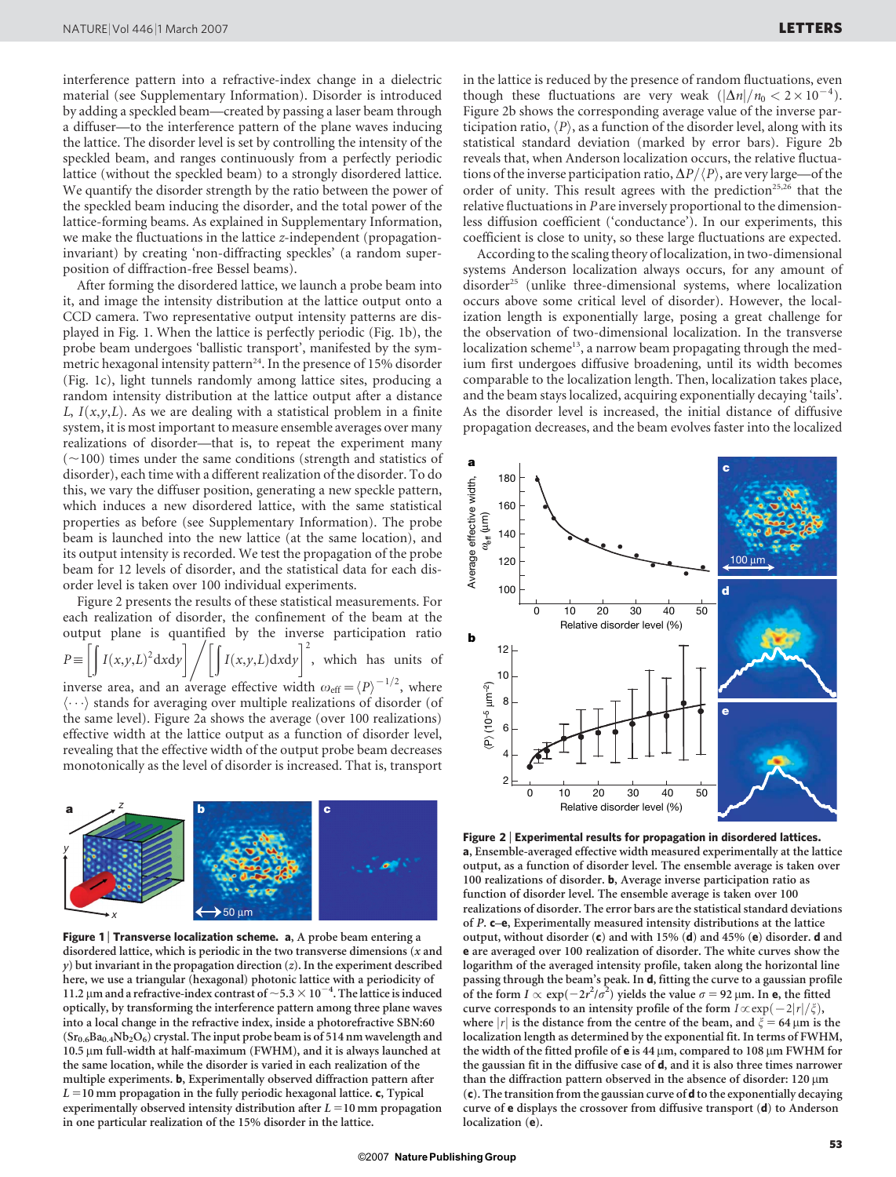interference pattern into a refractive-index change in a dielectric material (see Supplementary Information). Disorder is introduced by adding a speckled beam—created by passing a laser beam through a diffuser—to the interference pattern of the plane waves inducing the lattice. The disorder level is set by controlling the intensity of the speckled beam, and ranges continuously from a perfectly periodic lattice (without the speckled beam) to a strongly disordered lattice. We quantify the disorder strength by the ratio between the power of the speckled beam inducing the disorder, and the total power of the lattice-forming beams. As explained in Supplementary Information, we make the fluctuations in the lattice $z$-independent (propagation-invariant) by creating 'non-diffracting speckles' (a random superposition of diffraction-free Bessel beams).

After forming the disordered lattice, we launch a probe beam into it, and image the intensity distribution at the lattice output onto a CCD camera. Two representative output intensity patterns are displayed in Fig. 1. When the lattice is perfectly periodic (Fig. 1b), the probe beam undergoes 'ballistic transport', manifested by the symmetric hexagonal intensity pattern[24]. In the presence of 15% disorder (Fig. 1c), light tunnels randomly among lattice sites, producing a random intensity distribution at the lattice output after a distance $L$, $I(x,y,L)$. As we are dealing with a statistical problem in a finite system, it is most important to measure ensemble averages over many realizations of disorder—that is, to repeat the experiment many (~100) times under the same conditions (strength and statistics of disorder), each time with a different realization of the disorder. To do this, we vary the diffuser position, generating a new speckle pattern, which induces a new disordered lattice, with the same statistical properties as before (see Supplementary Information). The probe beam is launched into the new lattice (at the same location), and its output intensity is recorded. We test the propagation of the probe beam for 12 levels of disorder, and the statistical data for each disorder level is taken over 100 individual experiments.

Figure 2 presents the results of these statistical measurements. For each realization of disorder, the confinement of the beam at the output plane is quantified by the inverse participation ratio $P \equiv \left[\int I(x,y,L)^2 \mathrm{d}x\mathrm{d}y\right] \Big/ \left[\int I(x,y,L)\mathrm{d}x\mathrm{d}y\right]^2$, which has units of inverse area, and an average effective width $\omega_{\mathrm{eff}} = \langle P \rangle^{-1/2}$, where $\langle \cdots \rangle$ stands for averaging over multiple realizations of disorder (of the same level). Figure 2a shows the average (over 100 realizations) effective width at the lattice output as a function of disorder level, revealing that the effective width of the output probe beam decreases monotonically as the level of disorder is increased. That is, transport in the lattice is reduced by the presence of random fluctuations, even though these fluctuations are very weak ($|\Delta n|/n_0 < 2 \times 10^{-4}$). Figure 2b shows the corresponding average value of the inverse participation ratio, $\langle P \rangle$, as a function of the disorder level, along with its statistical standard deviation (marked by error bars). Figure 2b reveals that, when Anderson localization occurs, the relative fluctuations of the inverse participation ratio, $\Delta P/\langle P \rangle$, are very large—of the order of unity. This result agrees with the prediction[25,26] that the relative fluctuations in $P$ are inversely proportional to the dimensionless diffusion coefficient ('conductance'). In our experiments, this coefficient is close to unity, so these large fluctuations are expected.

According to the scaling theory of localization, in two-dimensional systems Anderson localization always occurs, for any amount of disorder[25] (unlike three-dimensional systems, where localization occurs above some critical level of disorder). However, the localization length is exponentially large, posing a great challenge for the observation of two-dimensional localization. In the transverse localization scheme[13], a narrow beam propagating through the medium first undergoes diffusive broadening, until its width becomes comparable to the localization length. Then, localization takes place, and the beam stays localized, acquiring exponentially decaying 'tails'. As the disorder level is increased, the initial distance of diffusive propagation decreases, and the beam evolves faster into the localized

**Figure 1 | Transverse localization scheme.** **a**, A probe beam entering a disordered lattice, which is periodic in the two transverse dimensions ($x$ and $y$) but invariant in the propagation direction ($z$). In the experiment described here, we use a triangular (hexagonal) photonic lattice with a periodicity of 11.2 μm and a refractive-index contrast of $\sim 5.3 \times 10^{-4}$. The lattice is induced optically, by transforming the interference pattern among three plane waves into a local change in the refractive index, inside a photorefractive SBN:60 ($Sr_{0.6}Ba_{0.4}Nb_2O_6$) crystal. The input probe beam is of 514 nm wavelength and 10.5 μm full-width at half-maximum (FWHM), and it is always launched at the same location, while the disorder is varied in each realization of the multiple experiments. **b**, Experimentally observed diffraction pattern after $L = 10$ mm propagation in the fully periodic hexagonal lattice. **c**, Typical experimentally observed intensity distribution after $L = 10$ mm propagation in one particular realization of the 15% disorder in the lattice.

**Figure 2 | Experimental results for propagation in disordered lattices.** **a**, Ensemble-averaged effective width measured experimentally at the lattice output, as a function of disorder level. The ensemble average is taken over 100 realizations of disorder. **b**, Average inverse participation ratio as function of disorder level. The ensemble average is taken over 100 realizations of disorder. The error bars are the statistical standard deviations of $P$. **c–e**, Experimentally measured intensity distributions at the lattice output, without disorder (**c**) and with 15% (**d**) and 45% (**e**) disorder. **d** and **e** are averaged over 100 realization of disorder. The white curves show the logarithm of the averaged intensity profile, taken along the horizontal line passing through the beam's peak. In **d**, fitting the curve to a gaussian profile of the form $I \propto \exp(-2r^2/\sigma^2)$ yields the value $\sigma = 92$ μm. In **e**, the fitted curve corresponds to an intensity profile of the form $I \propto \exp(-2|r|/\xi)$, where $|r|$ is the distance from the centre of the beam, and $\xi = 64$ μm is the localization length as determined by the exponential fit. In terms of FWHM, the width of the fitted profile of **e** is 44 μm, compared to 108 μm FWHM for the gaussian fit in the diffusive case of **d**, and it is also three times narrower than the diffraction pattern observed in the absence of disorder: 120 μm (**c**). The transition from the gaussian curve of **d** to the exponentially decaying curve of **e** displays the crossover from diffusive transport (**d**) to Anderson localization (**e**).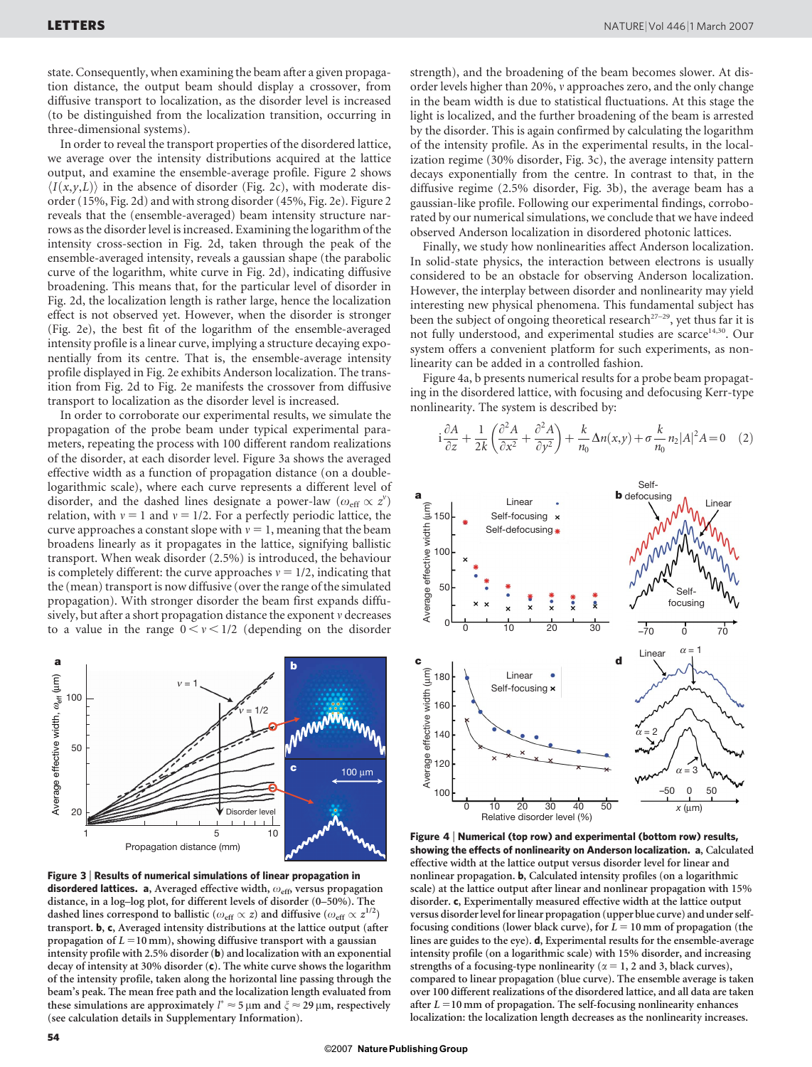state. Consequently, when examining the beam after a given propagation distance, the output beam should display a crossover, from diffusive transport to localization, as the disorder level is increased (to be distinguished from the localization transition, occurring in three-dimensional systems).

In order to reveal the transport properties of the disordered lattice, we average over the intensity distributions acquired at the lattice output, and examine the ensemble-average profile. Figure 2 shows $\langle I(x,y,L)\rangle$ in the absence of disorder (Fig. 2c), with moderate disorder (15%, Fig. 2d) and with strong disorder (45%, Fig. 2e). Figure 2 reveals that the (ensemble-averaged) beam intensity structure narrows as the disorder level is increased. Examining the logarithm of the intensity cross-section in Fig. 2d, taken through the peak of the ensemble-averaged intensity, reveals a gaussian shape (the parabolic curve of the logarithm, white curve in Fig. 2d), indicating diffusive broadening. This means that, for the particular level of disorder in Fig. 2d, the localization length is rather large, hence the localization effect is not observed yet. However, when the disorder is stronger (Fig. 2e), the best fit of the logarithm of the ensemble-averaged intensity profile is a linear curve, implying a structure decaying exponentially from its centre. That is, the ensemble-average intensity profile displayed in Fig. 2e exhibits Anderson localization. The transition from Fig. 2d to Fig. 2e manifests the crossover from diffusive transport to localization as the disorder level is increased.

In order to corroborate our experimental results, we simulate the propagation of the probe beam under typical experimental parameters, repeating the process with 100 different random realizations of the disorder, at each disorder level. Figure 3a shows the averaged effective width as a function of propagation distance (on a double-logarithmic scale), where each curve represents a different level of disorder, and the dashed lines designate a power-law ($\omega_{\mathrm{eff}} \propto z^{\nu}$) relation, with $\nu = 1$ and $\nu = 1/2$. For a perfectly periodic lattice, the curve approaches a constant slope with $\nu = 1$, meaning that the beam broadens linearly as it propagates in the lattice, signifying ballistic transport. When weak disorder (2.5%) is introduced, the behaviour is completely different: the curve approaches $\nu = 1/2$, indicating that the (mean) transport is now diffusive (over the range of the simulated propagation). With stronger disorder the beam first expands diffusively, but after a short propagation distance the exponent $\nu$ decreases to a value in the range $0 < \nu < 1/2$ (depending on the disorder strength), and the broadening of the beam becomes slower. At disorder levels higher than 20%, $\nu$ approaches zero, and the only change in the beam width is due to statistical fluctuations. At this stage the light is localized, and the further broadening of the beam is arrested by the disorder. This is again confirmed by calculating the logarithm of the intensity profile. As in the experimental results, in the localization regime (30% disorder, Fig. 3c), the average intensity pattern decays exponentially from the centre. In contrast to that, in the diffusive regime (2.5% disorder, Fig. 3b), the average beam has a gaussian-like profile. Following our experimental findings, corroborated by our numerical simulations, we conclude that we have indeed observed Anderson localization in disordered photonic lattices.

Finally, we study how nonlinearities affect Anderson localization. In solid-state physics, the interaction between electrons is usually considered to be an obstacle for observing Anderson localization. However, the interplay between disorder and nonlinearity may yield interesting new physical phenomena. This fundamental subject has been the subject of ongoing theoretical research[27–29], yet thus far it is not fully understood, and experimental studies are scarce[14,30]. Our system offers a convenient platform for such experiments, as nonlinearity can be added in a controlled fashion.

Figure 4a, b presents numerical results for a probe beam propagating in the disordered lattice, with focusing and defocusing Kerr-type nonlinearity. The system is described by:

$$\mathrm{i}\frac{\partial A}{\partial z} + \frac{1}{2k}\left(\frac{\partial^2 A}{\partial x^2} + \frac{\partial^2 A}{\partial y^2}\right) + \frac{k}{n_0}\Delta n(x,y) + \sigma\frac{k}{n_0}n_2|A|^2A = 0 \quad (2)$$

**Figure 3 | Results of numerical simulations of linear propagation in disordered lattices.** **a**, Averaged effective width, $\omega_{\mathrm{eff}}$, versus propagation distance, in a log–log plot, for different levels of disorder (0–50%). The dashed lines correspond to ballistic ($\omega_{\mathrm{eff}} \propto z$) and diffusive ($\omega_{\mathrm{eff}} \propto z^{1/2}$) transport. **b**, **c**, Averaged intensity distributions at the lattice output (after propagation of $L = 10$ mm), showing diffusive transport with a gaussian intensity profile with 2.5% disorder (**b**) and localization with an exponential decay of intensity at 30% disorder (**c**). The white curve shows the logarithm of the intensity profile, taken along the horizontal line passing through the beam's peak. The mean free path and the localization length evaluated from these simulations are approximately $l^* \approx 5\,\mu$m and $\xi \approx 29\,\mu$m, respectively (see calculation details in Supplementary Information).

**Figure 4 | Numerical (top row) and experimental (bottom row) results, showing the effects of nonlinearity on Anderson localization.** **a**, Calculated effective width at the lattice output versus disorder level for linear and nonlinear propagation. **b**, Calculated intensity profiles (on a logarithmic scale) at the lattice output after linear and nonlinear propagation with 15% disorder. **c**, Experimentally measured effective width at the lattice output versus disorder level for linear propagation (upper blue curve) and under self-focusing conditions (lower black curve), for $L = 10$ mm of propagation (the lines are guides to the eye). **d**, Experimental results for the ensemble-average intensity profile (on a logarithmic scale) with 15% disorder, and increasing strengths of a focusing-type nonlinearity ($\alpha = 1$, 2 and 3, black curves), compared to linear propagation (blue curve). The ensemble average is taken over 100 different realizations of the disordered lattice, and all data are taken after $L = 10$ mm of propagation. The self-focusing nonlinearity enhances localization: the localization length decreases as the nonlinearity increases.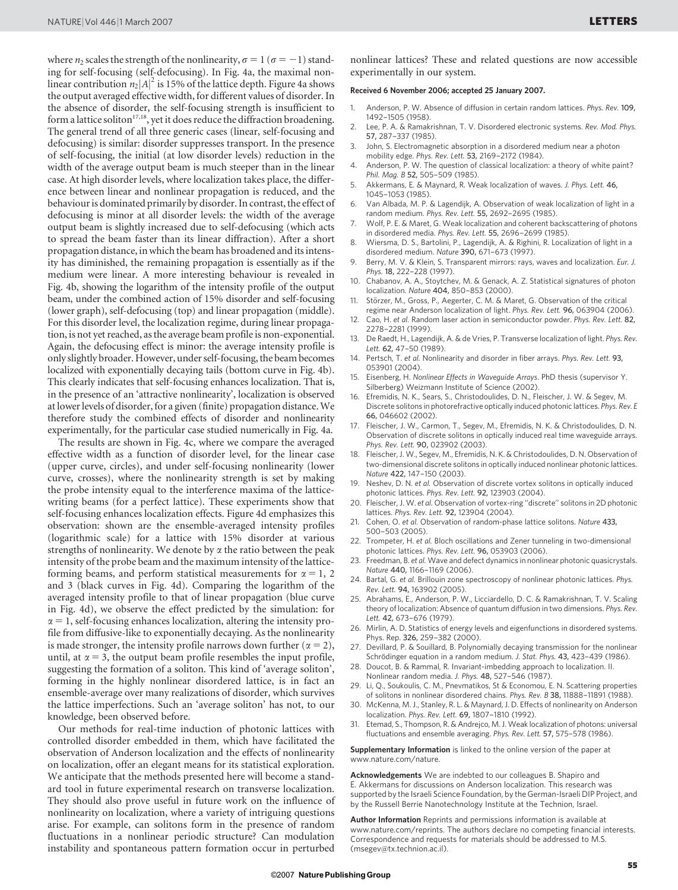where $n_2$ scales the strength of the nonlinearity, $\sigma = 1$ ($\sigma = -1$) standing for self-focusing (self-defocusing). In Fig. 4a, the maximal nonlinear contribution $n_2|A|^2$ is 15% of the lattice depth. Figure 4a shows the output averaged effective width, for different values of disorder. In the absence of disorder, the self-focusing strength is insufficient to form a lattice soliton[17,18], yet it does reduce the diffraction broadening. The general trend of all three generic cases (linear, self-focusing and defocusing) is similar: disorder suppresses transport. In the presence of self-focusing, the initial (at low disorder levels) reduction in the width of the average output beam is much steeper than in the linear case. At high disorder levels, where localization takes place, the difference between linear and nonlinear propagation is reduced, and the behaviour is dominated primarily by disorder. In contrast, the effect of defocusing is minor at all disorder levels: the width of the average output beam is slightly increased due to self-defocusing (which acts to spread the beam faster than its linear diffraction). After a short propagation distance, in which the beam has broadened and its intensity has diminished, the remaining propagation is essentially as if the medium were linear. A more interesting behaviour is revealed in Fig. 4b, showing the logarithm of the intensity profile of the output beam, under the combined action of 15% disorder and self-focusing (lower graph), self-defocusing (top) and linear propagation (middle). For this disorder level, the localization regime, during linear propagation, is not yet reached, as the average beam profile is non-exponential. Again, the defocusing effect is minor: the average intensity profile is only slightly broader. However, under self-focusing, the beam becomes localized with exponentially decaying tails (bottom curve in Fig. 4b). This clearly indicates that self-focusing enhances localization. That is, in the presence of an 'attractive nonlinearity', localization is observed at lower levels of disorder, for a given (finite) propagation distance. We therefore study the combined effects of disorder and nonlinearity experimentally, for the particular case studied numerically in Fig. 4a.

The results are shown in Fig. 4c, where we compare the averaged effective width as a function of disorder level, for the linear case (upper curve, circles), and under self-focusing nonlinearity (lower curve, crosses), where the nonlinearity strength is set by making the probe intensity equal to the interference maxima of the lattice-writing beams (for a perfect lattice). These experiments show that self-focusing enhances localization effects. Figure 4d emphasizes this observation: shown are the ensemble-averaged intensity profiles (logarithmic scale) for a lattice with 15% disorder at various strengths of nonlinearity. We denote by $\alpha$ the ratio between the peak intensity of the probe beam and the maximum intensity of the lattice-forming beams, and perform statistical measurements for $\alpha = 1$, 2 and 3 (black curves in Fig. 4d). Comparing the logarithm of the averaged intensity profile to that of linear propagation (blue curve in Fig. 4d), we observe the effect predicted by the simulation: for $\alpha = 1$, self-focusing enhances localization, altering the intensity profile from diffusive-like to exponentially decaying. As the nonlinearity is made stronger, the intensity profile narrows down further ($\alpha = 2$), until, at $\alpha = 3$, the output beam profile resembles the input profile, suggesting the formation of a soliton. This kind of 'average soliton', forming in the highly nonlinear disordered lattice, is in fact an ensemble-average over many realizations of disorder, which survives the lattice imperfections. Such an 'average soliton' has not, to our knowledge, been observed before.

Our methods for real-time induction of photonic lattices with controlled disorder embedded in them, which have facilitated the observation of Anderson localization and the effects of nonlinearity on localization, offer an elegant means for its statistical exploration. We anticipate that the methods presented here will become a standard tool in future experimental research on transverse localization. They should also prove useful in future work on the influence of nonlinearity on localization, where a variety of intriguing questions arise. For example, can solitons form in the presence of random fluctuations in a nonlinear periodic structure? Can modulation instability and spontaneous pattern formation occur in perturbed nonlinear lattices? These and related questions are now accessible experimentally in our system.

**Received 6 November 2006; accepted 25 January 2007.**

1. Anderson, P. W. Absence of diffusion in certain random lattices. *Phys. Rev.* **109**, 1492–1505 (1958).
2. Lee, P. A. & Ramakrishnan, T. V. Disordered electronic systems. *Rev. Mod. Phys.* **57**, 287–337 (1985).
3. John, S. Electromagnetic absorption in a disordered medium near a photon mobility edge. *Phys. Rev. Lett.* **53**, 2169–2172 (1984).
4. Anderson, P. W. The question of classical localization: a theory of white paint? *Phil. Mag. B* **52**, 505–509 (1985).
5. Akkermans, E. & Maynard, R. Weak localization of waves. *J. Phys. Lett.* **46**, 1045–1053 (1985).
6. Van Albada, M. P. & Lagendijk, A. Observation of weak localization of light in a random medium. *Phys. Rev. Lett.* **55**, 2692–2695 (1985).
7. Wolf, P. E. & Maret, G. Weak localization and coherent backscattering of photons in disordered media. *Phys. Rev. Lett.* **55**, 2696–2699 (1985).
8. Wiersma, D. S., Bartolini, P., Lagendijk, A. & Righini, R. Localization of light in a disordered medium. *Nature* **390**, 671–673 (1997).
9. Berry, M. V. & Klein, S. Transparent mirrors: rays, waves and localization. *Eur. J. Phys.* **18**, 222–228 (1997).
10. Chabanov, A. A., Stoytchev, M. & Genack, A. Z. Statistical signatures of photon localization. *Nature* **404**, 850–853 (2000).
11. Störzer, M., Gross, P., Aegerter, C. M. & Maret, G. Observation of the critical regime near Anderson localization of light. *Phys. Rev. Lett.* **96**, 063904 (2006).
12. Cao, H. *et al.* Random laser action in semiconductor powder. *Phys. Rev. Lett.* **82**, 2278–2281 (1999).
13. De Raedt, H., Lagendijk, A. & de Vries, P. Transverse localization of light. *Phys. Rev. Lett.* **62**, 47–50 (1989).
14. Pertsch, T. *et al.* Nonlinearity and disorder in fiber arrays. *Phys. Rev. Lett.* **93**, 053901 (2004).
15. Eisenberg, H. *Nonlinear Effects in Waveguide Arrays*. PhD thesis (supervisor Y. Silberberg) Weizmann Institute of Science (2002).
16. Efremidis, N. K., Sears, S., Christodoulides, D. N., Fleischer, J. W. & Segev, M. Discrete solitons in photorefractive optically induced photonic lattices. *Phys. Rev. E* **66**, 046602 (2002).
17. Fleischer, J. W., Carmon, T., Segev, M., Efremidis, N. K. & Christodoulides, D. N. Observation of discrete solitons in optically induced real time waveguide arrays. *Phys. Rev. Lett.* **90**, 023902 (2003).
18. Fleischer, J. W., Segev, M., Efremidis, N. K. & Christodoulides, D. N. Observation of two-dimensional discrete solitons in optically induced nonlinear photonic lattices. *Nature* **422**, 147–150 (2003).
19. Neshev, D. N. *et al.* Observation of discrete vortex solitons in optically induced photonic lattices. *Phys. Rev. Lett.* **92**, 123903 (2004).
20. Fleischer, J. W. *et al.* Observation of vortex-ring "discrete" solitons in 2D photonic lattices. *Phys. Rev. Lett.* **92**, 123904 (2004).
21. Cohen, O. *et al.* Observation of random-phase lattice solitons. *Nature* **433**, 500–503 (2005).
22. Trompeter, H. *et al.* Bloch oscillations and Zener tunneling in two-dimensional photonic lattices. *Phys. Rev. Lett.* **96**, 053903 (2006).
23. Freedman, B. *et al.* Wave and defect dynamics in nonlinear photonic quasicrystals. *Nature* **440**, 1166–1169 (2006).
24. Bartal, G. *et al.* Brillouin zone spectroscopy of nonlinear photonic lattices. *Phys. Rev. Lett.* **94**, 163902 (2005).
25. Abrahams, E., Anderson, P. W., Licciardello, D. C. & Ramakrishnan, T. V. Scaling theory of localization: Absence of quantum diffusion in two dimensions. *Phys. Rev. Lett.* **42**, 673–676 (1979).
26. Mirlin, A. D. Statistics of energy levels and eigenfunctions in disordered systems. Phys. Rep. **326**, 259–382 (2000).
27. Devillard, P. & Souillard, B. Polynomially decaying transmission for the nonlinear Schrödinger equation in a random medium. *J. Stat. Phys.* **43**, 423–439 (1986).
28. Doucot, B. & Rammal, R. Invariant-imbedding approach to localization. II. Nonlinear random media. *J. Phys.* **48**, 527–546 (1987).
29. Li, Q., Soukoulis, C. M., Pnevmatikos, St & Economou, E. N. Scattering properties of solitons in nonlinear disordered chains. *Phys. Rev. B* **38**, 11888–11891 (1988).
30. McKenna, M. J., Stanley, R. L. & Maynard, J. D. Effects of nonlinearity on Anderson localization. *Phys. Rev. Lett.* **69**, 1807–1810 (1992).
31. Etemad, S., Thompson, R. & Andrejco, M. J. Weak localization of photons: universal fluctuations and ensemble averaging. *Phys. Rev. Lett.* **57**, 575–578 (1986).

**Supplementary Information** is linked to the online version of the paper at www.nature.com/nature.

**Acknowledgements** We are indebted to our colleagues B. Shapiro and E. Akkermans for discussions on Anderson localization. This research was supported by the Israeli Science Foundation, by the German-Israeli DIP Project, and by the Russell Berrie Nanotechnology Institute at the Technion, Israel.

**Author Information** Reprints and permissions information is available at www.nature.com/reprints. The authors declare no competing financial interests. Correspondence and requests for materials should be addressed to M.S. (msegev@tx.technion.ac.il).